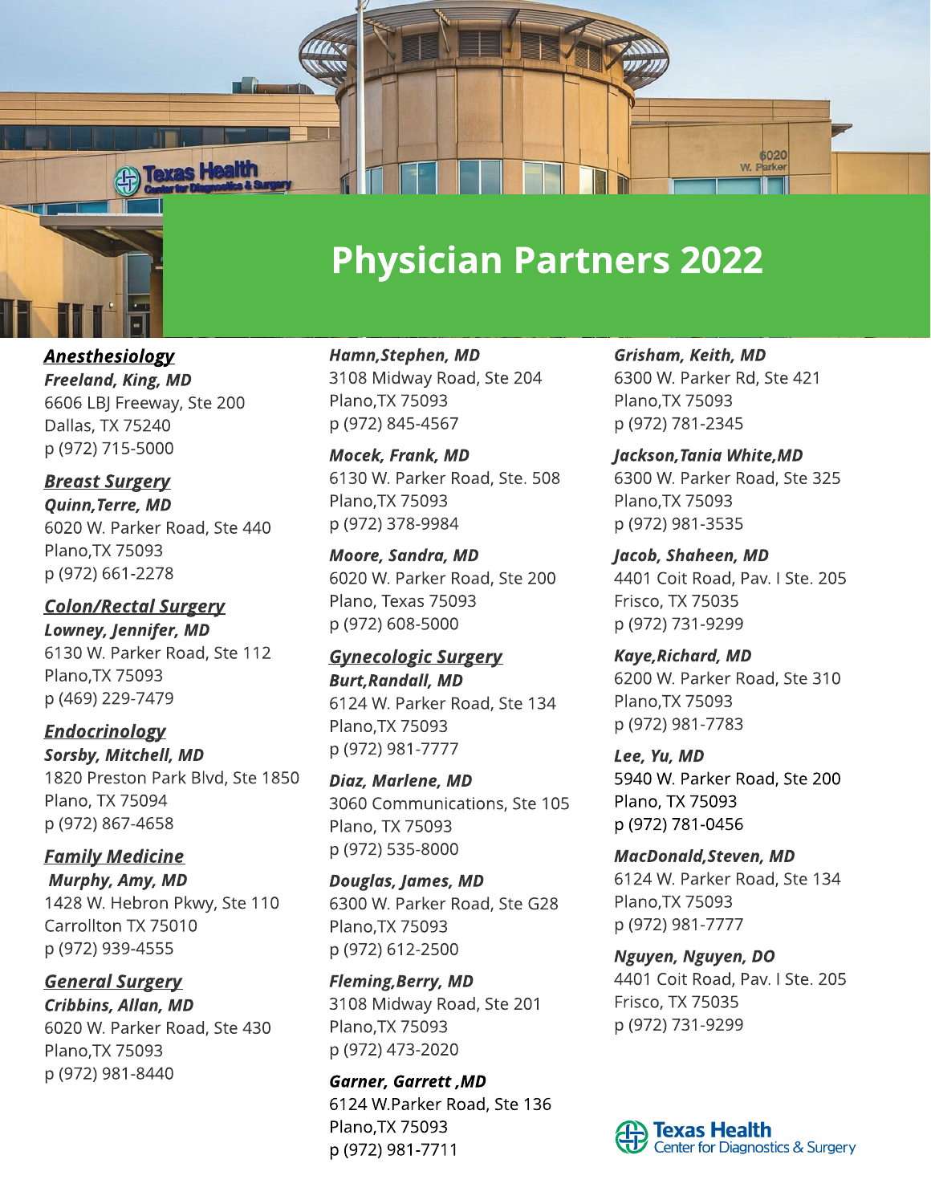# Physician Partners 2022

## Anesthesiology

***Freeland, King, MD***
6606 LBJ Freeway, Ste 200
Dallas, TX 75240
p (972) 715-5000

## Breast Surgery

***Quinn,Terre, MD***
6020 W. Parker Road, Ste 440
Plano,TX 75093
p (972) 661-2278

## Colon/Rectal Surgery

***Lowney, Jennifer, MD***
6130 W. Parker Road, Ste 112
Plano,TX 75093
p (469) 229-7479

## Endocrinology

***Sorsby, Mitchell, MD***
1820 Preston Park Blvd, Ste 1850
Plano, TX 75094
p (972) 867-4658

## Family Medicine

***Murphy, Amy, MD***
1428 W. Hebron Pkwy, Ste 110
Carrollton TX 75010
p (972) 939-4555

## General Surgery

***Cribbins, Allan, MD***
6020 W. Parker Road, Ste 430
Plano,TX 75093
p (972) 981-8440

***Hamn,Stephen, MD***
3108 Midway Road, Ste 204
Plano,TX 75093
p (972) 845-4567

***Mocek, Frank, MD***
6130 W. Parker Road, Ste. 508
Plano,TX 75093
p (972) 378-9984

***Moore, Sandra, MD***
6020 W. Parker Road, Ste 200
Plano, Texas 75093
p (972) 608-5000

## Gynecologic Surgery

***Burt,Randall, MD***
6124 W. Parker Road, Ste 134
Plano,TX 75093
p (972) 981-7777

***Diaz, Marlene, MD***
3060 Communications, Ste 105
Plano, TX 75093
p (972) 535-8000

***Douglas, James, MD***
6300 W. Parker Road, Ste G28
Plano,TX 75093
p (972) 612-2500

***Fleming,Berry, MD***
3108 Midway Road, Ste 201
Plano,TX 75093
p (972) 473-2020

***Garner, Garrett ,MD***
6124 W.Parker Road, Ste 136
Plano,TX 75093
p (972) 981-7711

***Grisham, Keith, MD***
6300 W. Parker Rd, Ste 421
Plano,TX 75093
p (972) 781-2345

***Jackson,Tania White,MD***
6300 W. Parker Road, Ste 325
Plano,TX 75093
p (972) 981-3535

***Jacob, Shaheen, MD***
4401 Coit Road, Pav. I Ste. 205
Frisco, TX 75035
p (972) 731-9299

***Kaye,Richard, MD***
6200 W. Parker Road, Ste 310
Plano,TX 75093
p (972) 981-7783

***Lee, Yu, MD***
5940 W. Parker Road, Ste 200
Plano, TX 75093
p (972) 781-0456

***MacDonald,Steven, MD***
6124 W. Parker Road, Ste 134
Plano,TX 75093
p (972) 981-7777

***Nguyen, Nguyen, DO***
4401 Coit Road, Pav. I Ste. 205
Frisco, TX 75035
p (972) 731-9299

Texas Health Center for Diagnostics & Surgery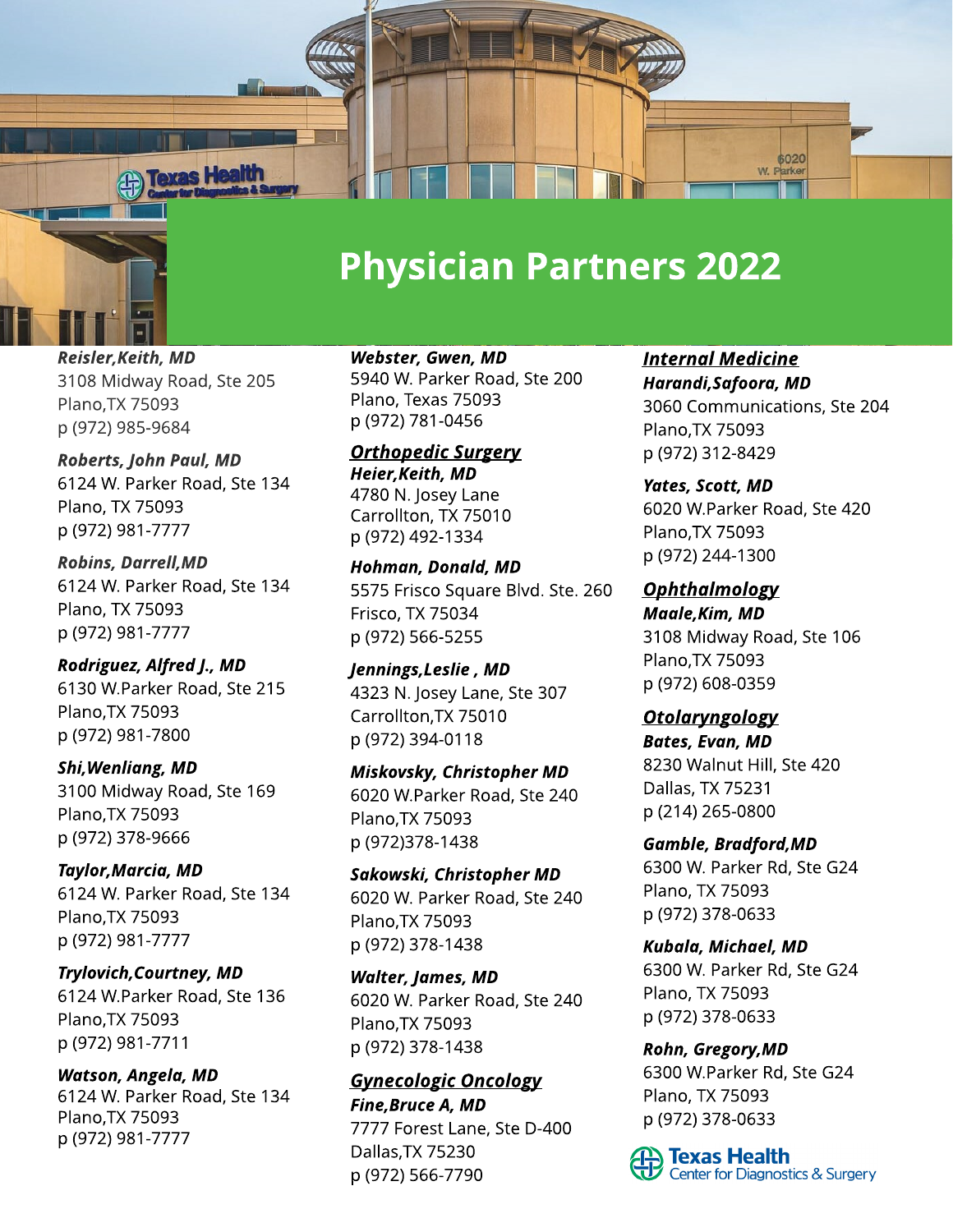# Physician Partners 2022

***Reisler,Keith, MD***
3108 Midway Road, Ste 205
Plano,TX 75093
p (972) 985-9684

***Roberts, John Paul, MD***
6124 W. Parker Road, Ste 134
Plano, TX 75093
p (972) 981-7777

***Robins, Darrell,MD***
6124 W. Parker Road, Ste 134
Plano, TX 75093
p (972) 981-7777

***Rodriguez, Alfred J., MD***
6130 W.Parker Road, Ste 215
Plano,TX 75093
p (972) 981-7800

***Shi,Wenliang, MD***
3100 Midway Road, Ste 169
Plano,TX 75093
p (972) 378-9666

***Taylor,Marcia, MD***
6124 W. Parker Road, Ste 134
Plano,TX 75093
p (972) 981-7777

***Trylovich,Courtney, MD***
6124 W.Parker Road, Ste 136
Plano,TX 75093
p (972) 981-7711

***Watson, Angela, MD***
6124 W. Parker Road, Ste 134
Plano,TX 75093
p (972) 981-7777

***Webster, Gwen, MD***
5940 W. Parker Road, Ste 200
Plano, Texas 75093
p (972) 781-0456

## Orthopedic Surgery

***Heier,Keith, MD***
4780 N. Josey Lane
Carrollton, TX 75010
p (972) 492-1334

***Hohman, Donald, MD***
5575 Frisco Square Blvd. Ste. 260
Frisco, TX 75034
p (972) 566-5255

***Jennings,Leslie , MD***
4323 N. Josey Lane, Ste 307
Carrollton,TX 75010
p (972) 394-0118

***Miskovsky, Christopher MD***
6020 W.Parker Road, Ste 240
Plano,TX 75093
p (972)378-1438

***Sakowski, Christopher MD***
6020 W. Parker Road, Ste 240
Plano,TX 75093
p (972) 378-1438

***Walter, James, MD***
6020 W. Parker Road, Ste 240
Plano,TX 75093
p (972) 378-1438

## Gynecologic Oncology

***Fine,Bruce A, MD***
7777 Forest Lane, Ste D-400
Dallas,TX 75230
p (972) 566-7790

## Internal Medicine

***Harandi,Safoora, MD***
3060 Communications, Ste 204
Plano,TX 75093
p (972) 312-8429

***Yates, Scott, MD***
6020 W.Parker Road, Ste 420
Plano,TX 75093
p (972) 244-1300

## Ophthalmology

***Maale,Kim, MD***
3108 Midway Road, Ste 106
Plano,TX 75093
p (972) 608-0359

## Otolaryngology

***Bates, Evan, MD***
8230 Walnut Hill, Ste 420
Dallas, TX 75231
p (214) 265-0800

***Gamble, Bradford,MD***
6300 W. Parker Rd, Ste G24
Plano, TX 75093
p (972) 378-0633

***Kubala, Michael, MD***
6300 W. Parker Rd, Ste G24
Plano, TX 75093
p (972) 378-0633

***Rohn, Gregory,MD***
6300 W.Parker Rd, Ste G24
Plano, TX 75093
p (972) 378-0633

Texas Health Center for Diagnostics & Surgery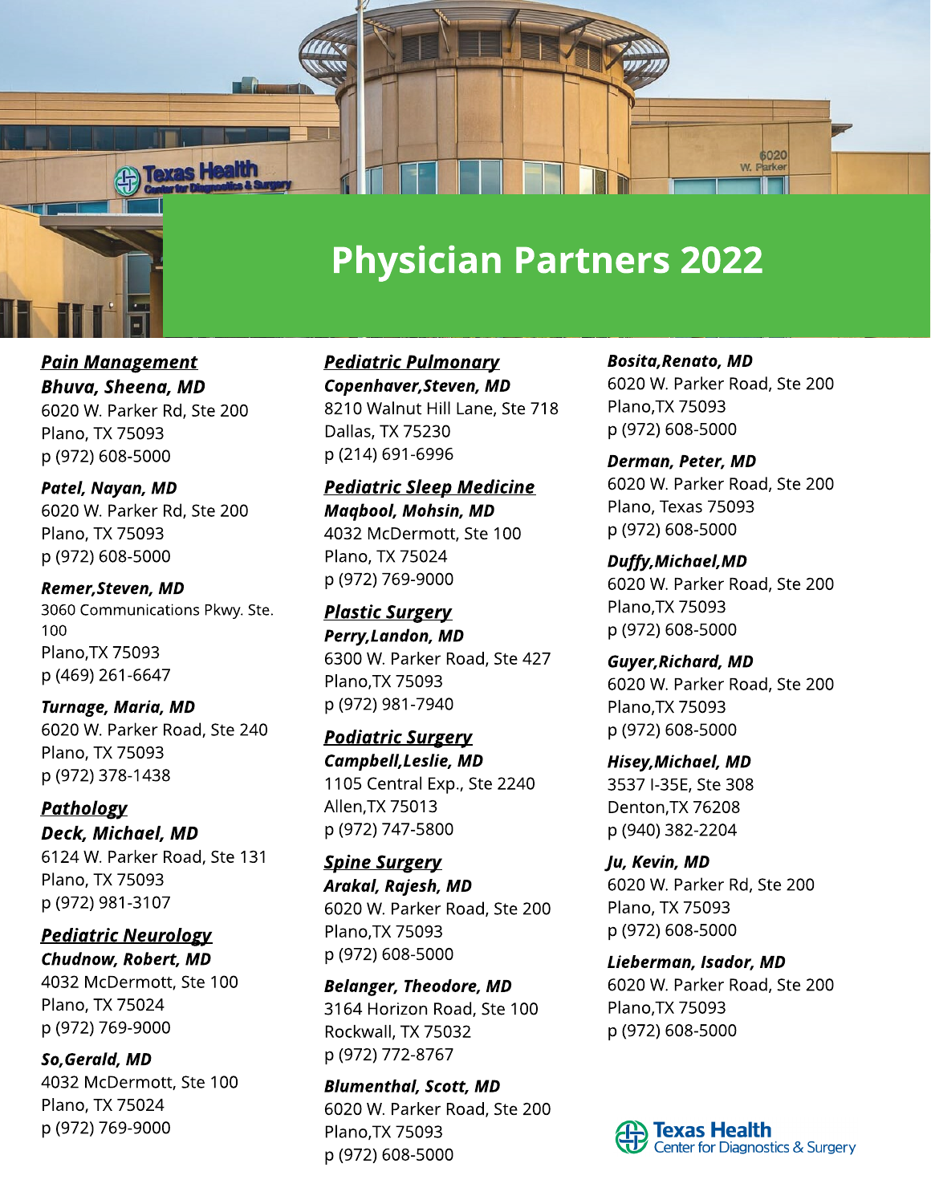# Physician Partners 2022

***Pain Management***

***Bhuva, Sheena, MD***
6020 W. Parker Rd, Ste 200
Plano, TX 75093
p (972) 608-5000

***Patel, Nayan, MD***
6020 W. Parker Rd, Ste 200
Plano, TX 75093
p (972) 608-5000

***Remer,Steven, MD***
3060 Communications Pkwy. Ste. 100
Plano,TX 75093
p (469) 261-6647

***Turnage, Maria, MD***
6020 W. Parker Road, Ste 240
Plano, TX 75093
p (972) 378-1438

***Pathology***

***Deck, Michael, MD***
6124 W. Parker Road, Ste 131
Plano, TX 75093
p (972) 981-3107

***Pediatric Neurology***

***Chudnow, Robert, MD***
4032 McDermott, Ste 100
Plano, TX 75024
p (972) 769-9000

***So,Gerald, MD***
4032 McDermott, Ste 100
Plano, TX 75024
p (972) 769-9000

***Pediatric Pulmonary***

***Copenhaver,Steven, MD***
8210 Walnut Hill Lane, Ste 718
Dallas, TX 75230
p (214) 691-6996

***Pediatric Sleep Medicine***

***Maqbool, Mohsin, MD***
4032 McDermott, Ste 100
Plano, TX 75024
p (972) 769-9000

***Plastic Surgery***

***Perry,Landon, MD***
6300 W. Parker Road, Ste 427
Plano,TX 75093
p (972) 981-7940

***Podiatric Surgery***

***Campbell,Leslie, MD***
1105 Central Exp., Ste 2240
Allen,TX 75013
p (972) 747-5800

***Spine Surgery***

***Arakal, Rajesh, MD***
6020 W. Parker Road, Ste 200
Plano,TX 75093
p (972) 608-5000

***Belanger, Theodore, MD***
3164 Horizon Road, Ste 100
Rockwall, TX 75032
p (972) 772-8767

***Blumenthal, Scott, MD***
6020 W. Parker Road, Ste 200
Plano,TX 75093
p (972) 608-5000

***Bosita,Renato, MD***
6020 W. Parker Road, Ste 200
Plano,TX 75093
p (972) 608-5000

***Derman, Peter, MD***
6020 W. Parker Road, Ste 200
Plano, Texas 75093
p (972) 608-5000

***Duffy,Michael,MD***
6020 W. Parker Road, Ste 200
Plano,TX 75093
p (972) 608-5000

***Guyer,Richard, MD***
6020 W. Parker Road, Ste 200
Plano,TX 75093
p (972) 608-5000

***Hisey,Michael, MD***
3537 I-35E, Ste 308
Denton,TX 76208
p (940) 382-2204

***Ju, Kevin, MD***
6020 W. Parker Rd, Ste 200
Plano, TX 75093
p (972) 608-5000

***Lieberman, Isador, MD***
6020 W. Parker Road, Ste 200
Plano,TX 75093
p (972) 608-5000

Texas Health
Center for Diagnostics & Surgery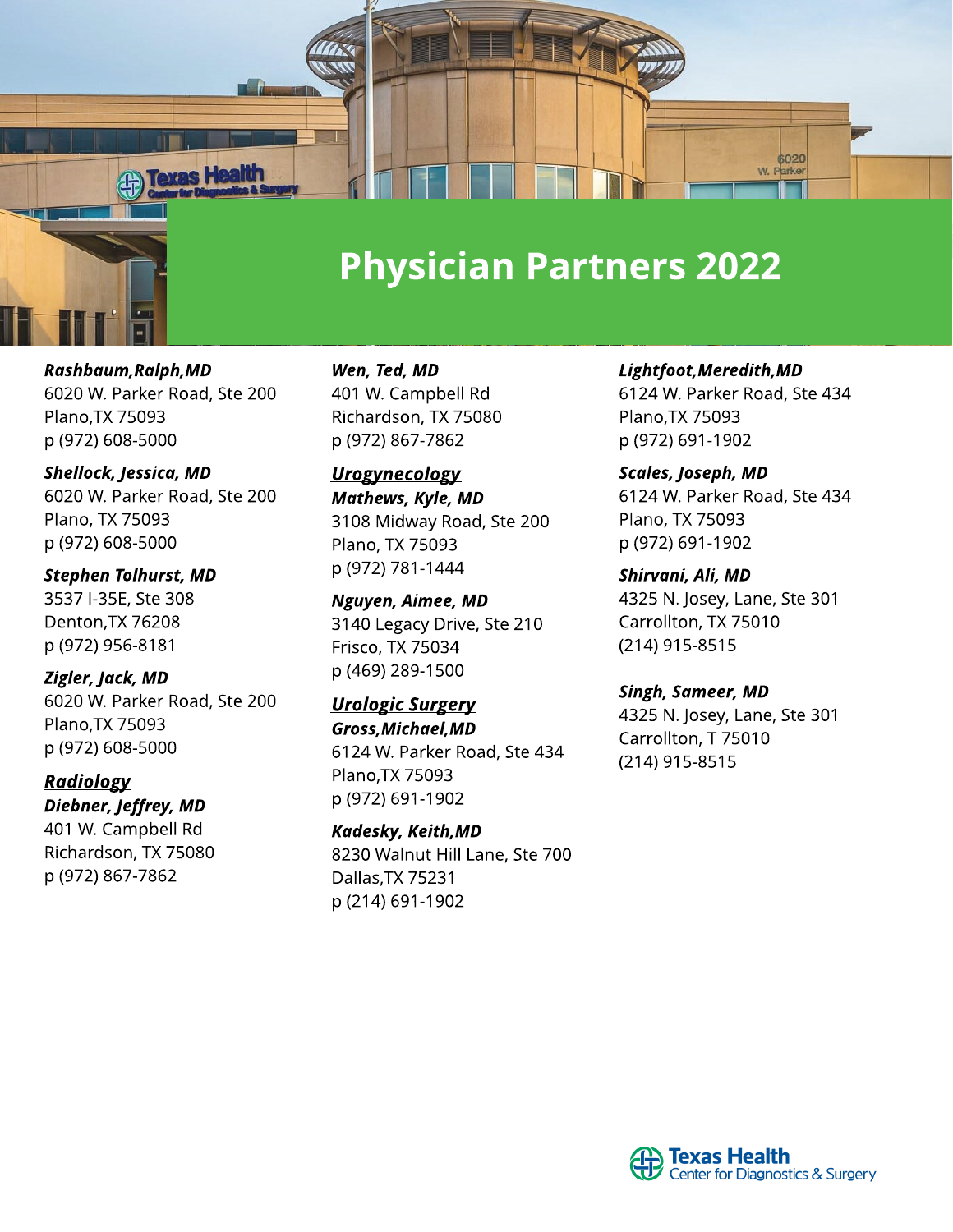# Physician Partners 2022

***Rashbaum,Ralph,MD***
6020 W. Parker Road, Ste 200
Plano,TX 75093
p (972) 608-5000

***Shellock, Jessica, MD***
6020 W. Parker Road, Ste 200
Plano, TX 75093
p (972) 608-5000

***Stephen Tolhurst, MD***
3537 I-35E, Ste 308
Denton,TX 76208
p (972) 956-8181

***Zigler, Jack, MD***
6020 W. Parker Road, Ste 200
Plano,TX 75093
p (972) 608-5000

## Radiology

***Diebner, Jeffrey, MD***
401 W. Campbell Rd
Richardson, TX 75080
p (972) 867-7862

***Wen, Ted, MD***
401 W. Campbell Rd
Richardson, TX 75080
p (972) 867-7862

## Urogynecology

***Mathews, Kyle, MD***
3108 Midway Road, Ste 200
Plano, TX 75093
p (972) 781-1444

***Nguyen, Aimee, MD***
3140 Legacy Drive, Ste 210
Frisco, TX 75034
p (469) 289-1500

## Urologic Surgery

***Gross,Michael,MD***
6124 W. Parker Road, Ste 434
Plano,TX 75093
p (972) 691-1902

***Kadesky, Keith,MD***
8230 Walnut Hill Lane, Ste 700
Dallas,TX 75231
p (214) 691-1902

***Lightfoot,Meredith,MD***
6124 W. Parker Road, Ste 434
Plano,TX 75093
p (972) 691-1902

***Scales, Joseph, MD***
6124 W. Parker Road, Ste 434
Plano, TX 75093
p (972) 691-1902

***Shirvani, Ali, MD***
4325 N. Josey, Lane, Ste 301
Carrollton, TX 75010
(214) 915-8515

***Singh, Sameer, MD***
4325 N. Josey, Lane, Ste 301
Carrollton, T 75010
(214) 915-8515

Texas Health
Center for Diagnostics & Surgery